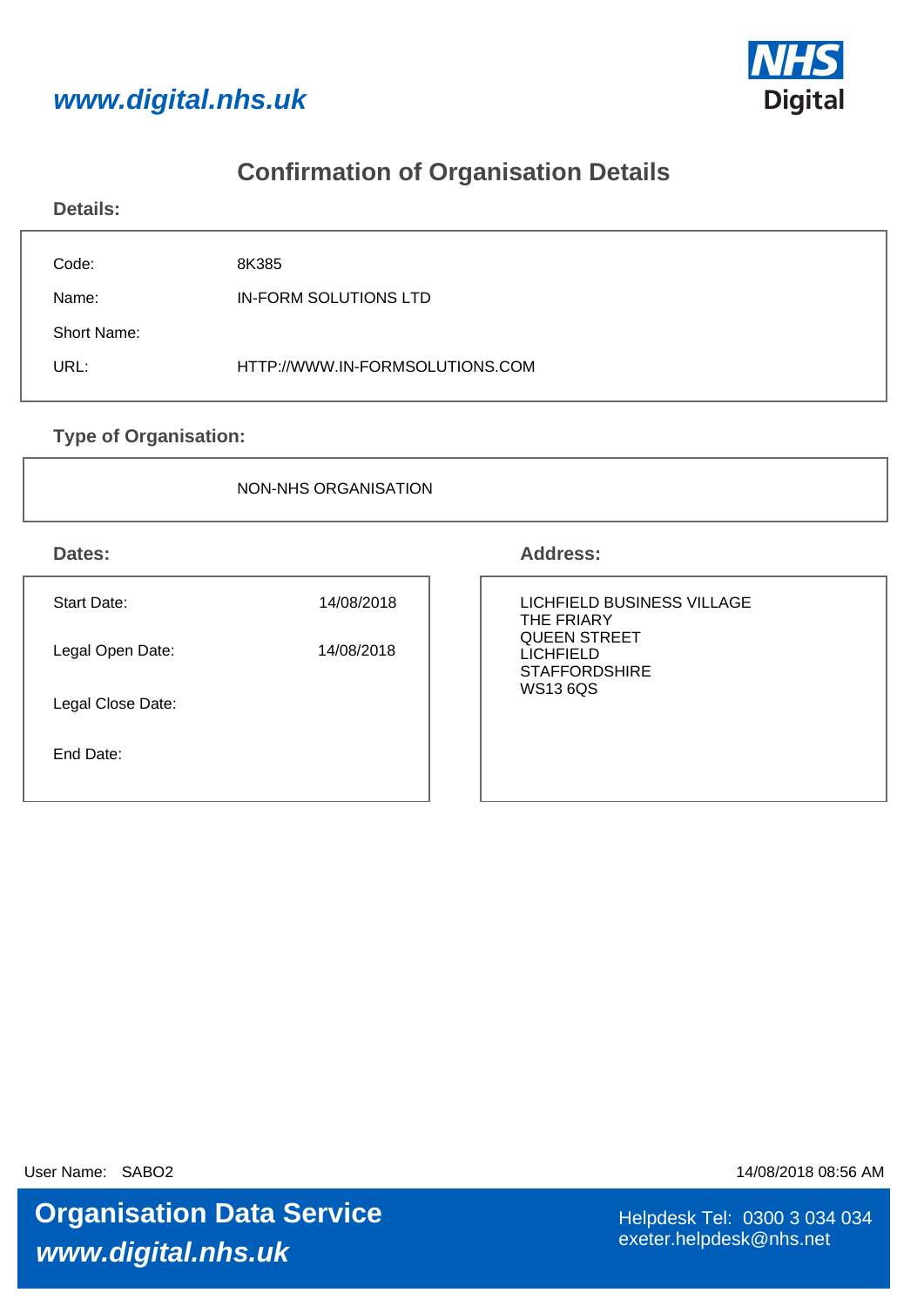www.digital.nhs.uk

NHS Digital

# Confirmation of Organisation Details

## Details:

| | |
|---|---|
| Code: | 8K385 |
| Name: | IN-FORM SOLUTIONS LTD |
| Short Name: | |
| URL: | HTTP://WWW.IN-FORMSOLUTIONS.COM |

## Type of Organisation:

NON-NHS ORGANISATION

## Dates:

| | |
|---|---|
| Start Date: | 14/08/2018 |
| Legal Open Date: | 14/08/2018 |
| Legal Close Date: | |
| End Date: | |

## Address:

LICHFIELD BUSINESS VILLAGE
THE FRIARY
QUEEN STREET
LICHFIELD
STAFFORDSHIRE
WS13 6QS

User Name: SABO2

14/08/2018 08:56 AM

**Organisation Data Service**
***www.digital.nhs.uk***

Helpdesk Tel: 0300 3 034 034
exeter.helpdesk@nhs.net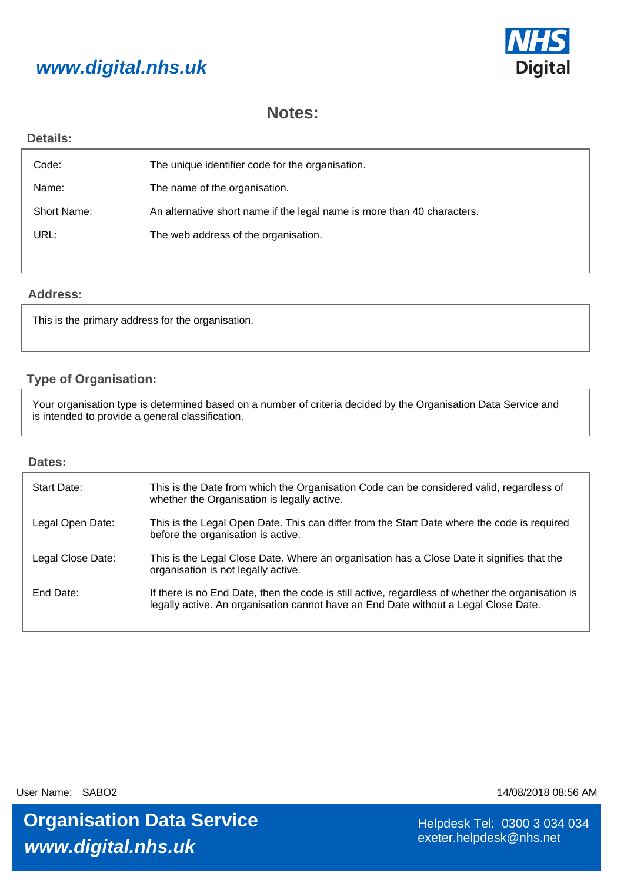www.digital.nhs.uk

# Notes:

## Details:

| | |
|---|---|
| Code: | The unique identifier code for the organisation. |
| Name: | The name of the organisation. |
| Short Name: | An alternative short name if the legal name is more than 40 characters. |
| URL: | The web address of the organisation. |

## Address:

This is the primary address for the organisation.

## Type of Organisation:

Your organisation type is determined based on a number of criteria decided by the Organisation Data Service and is intended to provide a general classification.

## Dates:

| | |
|---|---|
| Start Date: | This is the Date from which the Organisation Code can be considered valid, regardless of whether the Organisation is legally active. |
| Legal Open Date: | This is the Legal Open Date. This can differ from the Start Date where the code is required before the organisation is active. |
| Legal Close Date: | This is the Legal Close Date. Where an organisation has a Close Date it signifies that the organisation is not legally active. |
| End Date: | If there is no End Date, then the code is still active, regardless of whether the organisation is legally active. An organisation cannot have an End Date without a Legal Close Date. |

User Name: SABO2

14/08/2018 08:56 AM

**Organisation Data Service**
*www.digital.nhs.uk*

Helpdesk Tel: 0300 3 034 034
exeter.helpdesk@nhs.net